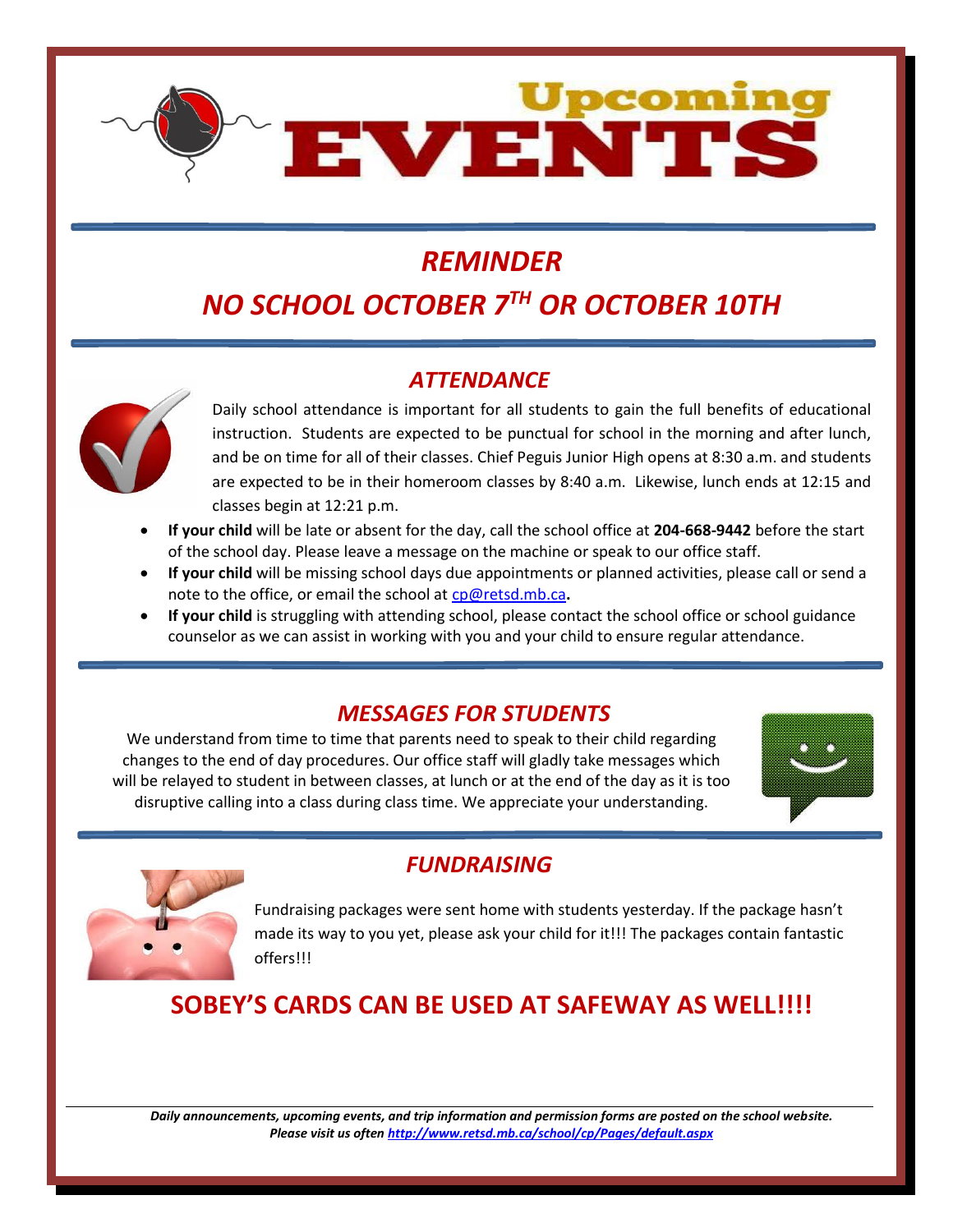# Upcoming EVENTS

## *REMINDER*

## *NO SCHOOL OCTOBER 7TH OR OCTOBER 10TH*

## *ATTENDANCE*

Daily school attendance is important for all students to gain the full benefits of educational instruction. Students are expected to be punctual for school in the morning and after lunch, and be on time for all of their classes. Chief Peguis Junior High opens at 8:30 a.m. and students are expected to be in their homeroom classes by 8:40 a.m. Likewise, lunch ends at 12:15 and classes begin at 12:21 p.m.

- **If your child** will be late or absent for the day, call the school office at **204-668-9442** before the start of the school day. Please leave a message on the machine or speak to our office staff.
- **If your child** will be missing school days due appointments or planned activities, please call or send a note to the office, or email the school at cp@retsd.mb.ca**.**
- **If your child** is struggling with attending school, please contact the school office or school guidance counselor as we can assist in working with you and your child to ensure regular attendance.

## *MESSAGES FOR STUDENTS*

We understand from time to time that parents need to speak to their child regarding changes to the end of day procedures. Our office staff will gladly take messages which will be relayed to student in between classes, at lunch or at the end of the day as it is too disruptive calling into a class during class time. We appreciate your understanding.

## *FUNDRAISING*

Fundraising packages were sent home with students yesterday. If the package hasn't made its way to you yet, please ask your child for it!!! The packages contain fantastic offers!!!

## SOBEY'S CARDS CAN BE USED AT SAFEWAY AS WELL!!!!

***Daily announcements, upcoming events, and trip information and permission forms are posted on the school website. Please visit us often http://www.retsd.mb.ca/school/cp/Pages/default.aspx***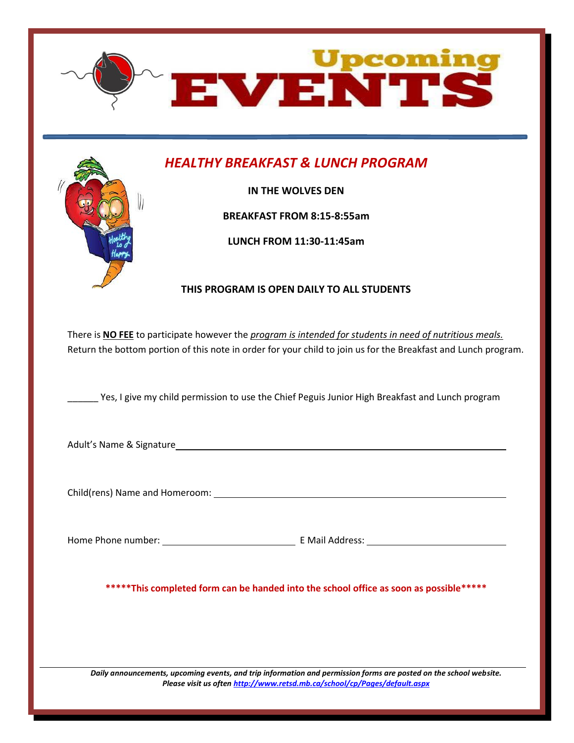# Upcoming EVENTS

## *HEALTHY BREAKFAST & LUNCH PROGRAM*

**IN THE WOLVES DEN**

**BREAKFAST FROM 8:15-8:55am**

**LUNCH FROM 11:30-11:45am**

**THIS PROGRAM IS OPEN DAILY TO ALL STUDENTS**

There is **NO FEE** to participate however the *program is intended for students in need of nutritious meals.* Return the bottom portion of this note in order for your child to join us for the Breakfast and Lunch program.

______ Yes, I give my child permission to use the Chief Peguis Junior High Breakfast and Lunch program

Adult's Name & Signature______________________________________________

Child(rens) Name and Homeroom: ______________________________________

Home Phone number: ____________________ E Mail Address: ____________________

**\*\*\*\*\*This completed form can be handed into the school office as soon as possible\*\*\*\*\***

***Daily announcements, upcoming events, and trip information and permission forms are posted on the school website. Please visit us often http://www.retsd.mb.ca/school/cp/Pages/default.aspx***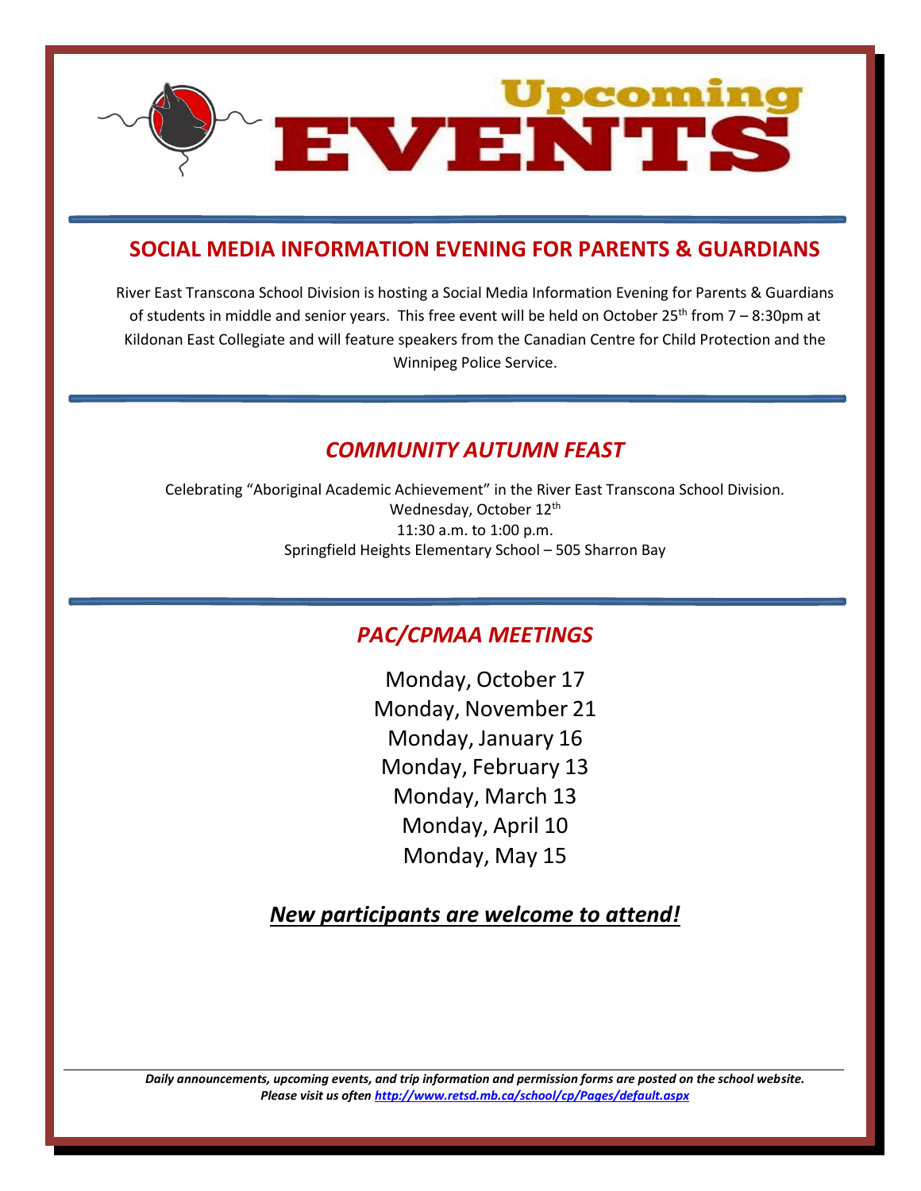# Upcoming EVENTS

## SOCIAL MEDIA INFORMATION EVENING FOR PARENTS & GUARDIANS

River East Transcona School Division is hosting a Social Media Information Evening for Parents & Guardians of students in middle and senior years. This free event will be held on October 25th from 7 – 8:30pm at Kildonan East Collegiate and will feature speakers from the Canadian Centre for Child Protection and the Winnipeg Police Service.

## *COMMUNITY AUTUMN FEAST*

Celebrating "Aboriginal Academic Achievement" in the River East Transcona School Division.
Wednesday, October 12th
11:30 a.m. to 1:00 p.m.
Springfield Heights Elementary School – 505 Sharron Bay

## *PAC/CPMAA MEETINGS*

Monday, October 17
Monday, November 21
Monday, January 16
Monday, February 13
Monday, March 13
Monday, April 10
Monday, May 15

***New participants are welcome to attend!***

***Daily announcements, upcoming events, and trip information and permission forms are posted on the school website. Please visit us often http://www.retsd.mb.ca/school/cp/Pages/default.aspx***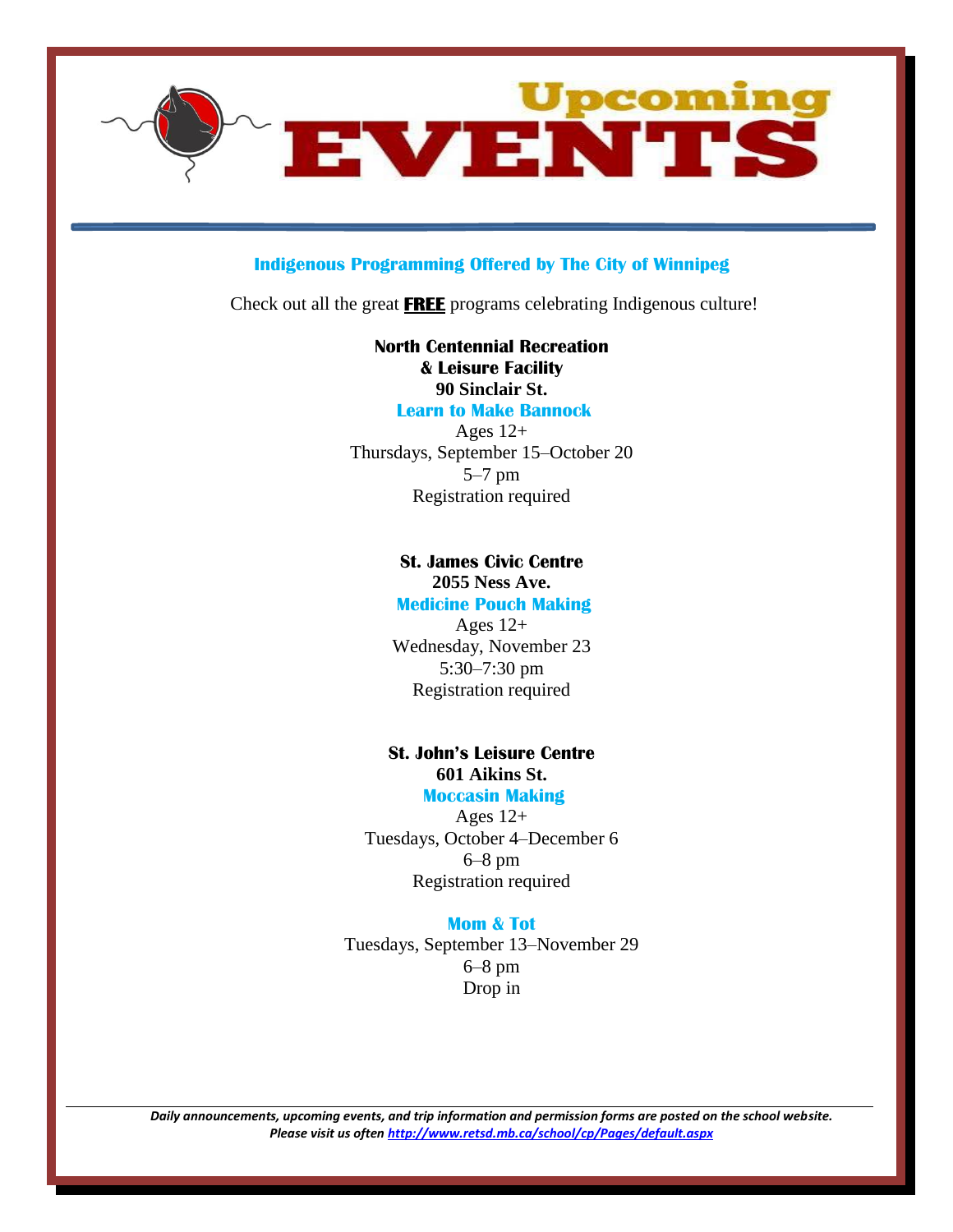# Upcoming EVENTS

## Indigenous Programming Offered by The City of Winnipeg

Check out all the great **FREE** programs celebrating Indigenous culture!

**North Centennial Recreation & Leisure Facility**
**90 Sinclair St.**

### Learn to Make Bannock

Ages 12+
Thursdays, September 15–October 20
5–7 pm
Registration required

**St. James Civic Centre**
**2055 Ness Ave.**

### Medicine Pouch Making

Ages 12+
Wednesday, November 23
5:30–7:30 pm
Registration required

**St. John's Leisure Centre**
**601 Aikins St.**

### Moccasin Making

Ages 12+
Tuesdays, October 4–December 6
6–8 pm
Registration required

### Mom & Tot

Tuesdays, September 13–November 29
6–8 pm
Drop in

***Daily announcements, upcoming events, and trip information and permission forms are posted on the school website. Please visit us often http://www.retsd.mb.ca/school/cp/Pages/default.aspx***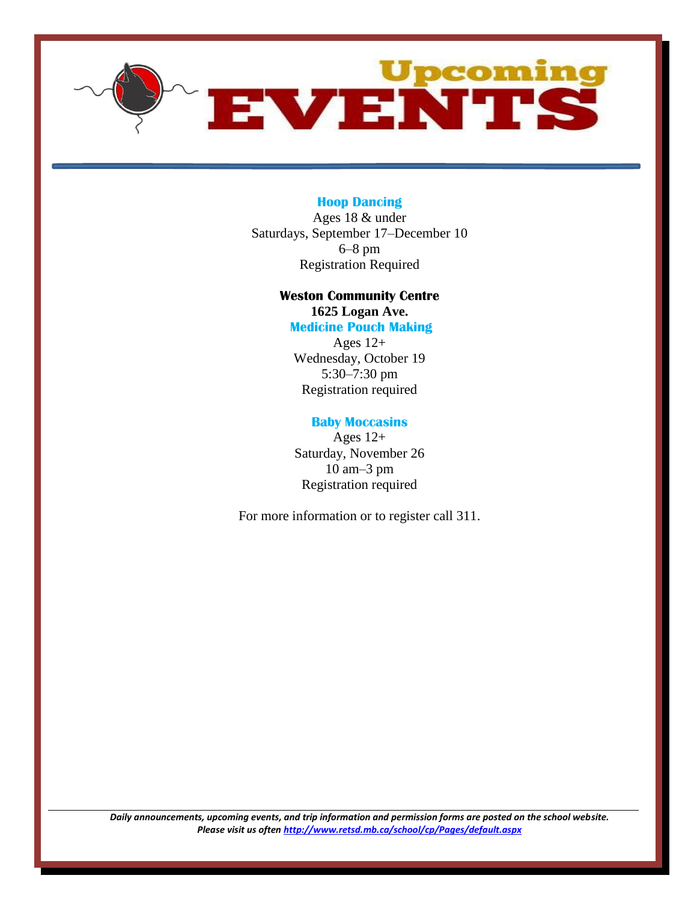# Upcoming EVENTS

### Hoop Dancing

Ages 18 & under
Saturdays, September 17–December 10
6–8 pm
Registration Required

**Weston Community Centre**
**1625 Logan Ave.**

### Medicine Pouch Making

Ages 12+
Wednesday, October 19
5:30–7:30 pm
Registration required

### Baby Moccasins

Ages 12+
Saturday, November 26
10 am–3 pm
Registration required

For more information or to register call 311.

---

***Daily announcements, upcoming events, and trip information and permission forms are posted on the school website. Please visit us often http://www.retsd.mb.ca/school/cp/Pages/default.aspx***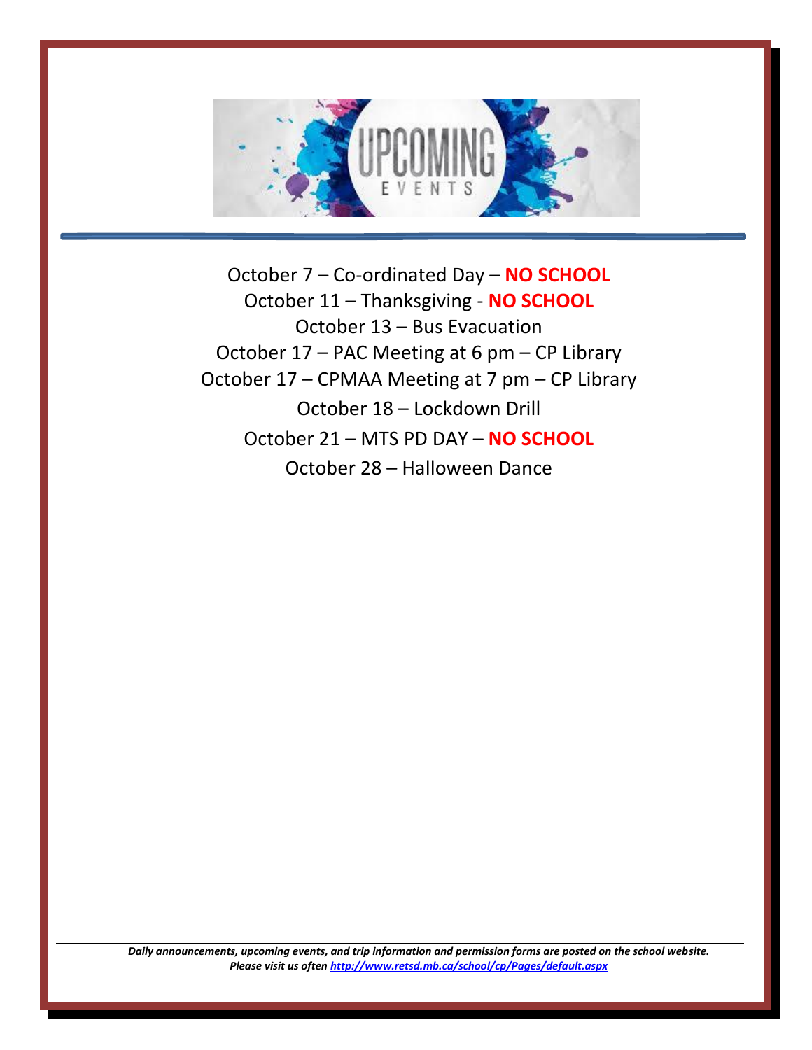# UPCOMING EVENTS

October 7 – Co-ordinated Day – **NO SCHOOL**

October 11 – Thanksgiving - **NO SCHOOL**

October 13 – Bus Evacuation

October 17 – PAC Meeting at 6 pm – CP Library

October 17 – CPMAA Meeting at 7 pm – CP Library

October 18 – Lockdown Drill

October 21 – MTS PD DAY – **NO SCHOOL**

October 28 – Halloween Dance

***Daily announcements, upcoming events, and trip information and permission forms are posted on the school website. Please visit us often http://www.retsd.mb.ca/school/cp/Pages/default.aspx***